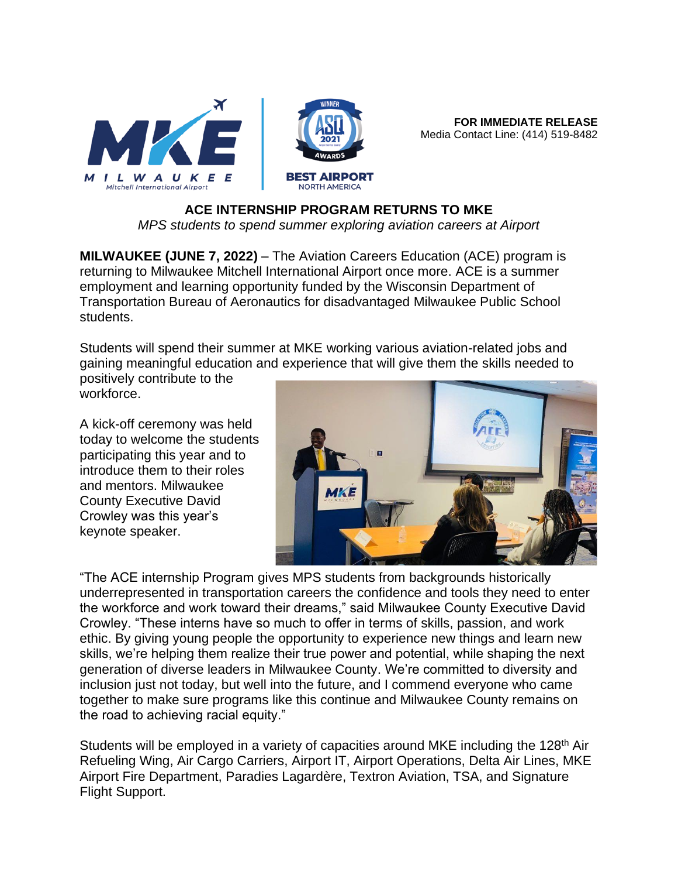**FOR IMMEDIATE RELEASE**
Media Contact Line: (414) 519-8482

# ACE INTERNSHIP PROGRAM RETURNS TO MKE

*MPS students to spend summer exploring aviation careers at Airport*

**MILWAUKEE (JUNE 7, 2022)** – The Aviation Careers Education (ACE) program is returning to Milwaukee Mitchell International Airport once more. ACE is a summer employment and learning opportunity funded by the Wisconsin Department of Transportation Bureau of Aeronautics for disadvantaged Milwaukee Public School students.

Students will spend their summer at MKE working various aviation-related jobs and gaining meaningful education and experience that will give them the skills needed to positively contribute to the workforce.

A kick-off ceremony was held today to welcome the students participating this year and to introduce them to their roles and mentors. Milwaukee County Executive David Crowley was this year's keynote speaker.

"The ACE internship Program gives MPS students from backgrounds historically underrepresented in transportation careers the confidence and tools they need to enter the workforce and work toward their dreams," said Milwaukee County Executive David Crowley. "These interns have so much to offer in terms of skills, passion, and work ethic. By giving young people the opportunity to experience new things and learn new skills, we're helping them realize their true power and potential, while shaping the next generation of diverse leaders in Milwaukee County. We're committed to diversity and inclusion just not today, but well into the future, and I commend everyone who came together to make sure programs like this continue and Milwaukee County remains on the road to achieving racial equity."

Students will be employed in a variety of capacities around MKE including the 128th Air Refueling Wing, Air Cargo Carriers, Airport IT, Airport Operations, Delta Air Lines, MKE Airport Fire Department, Paradies Lagardère, Textron Aviation, TSA, and Signature Flight Support.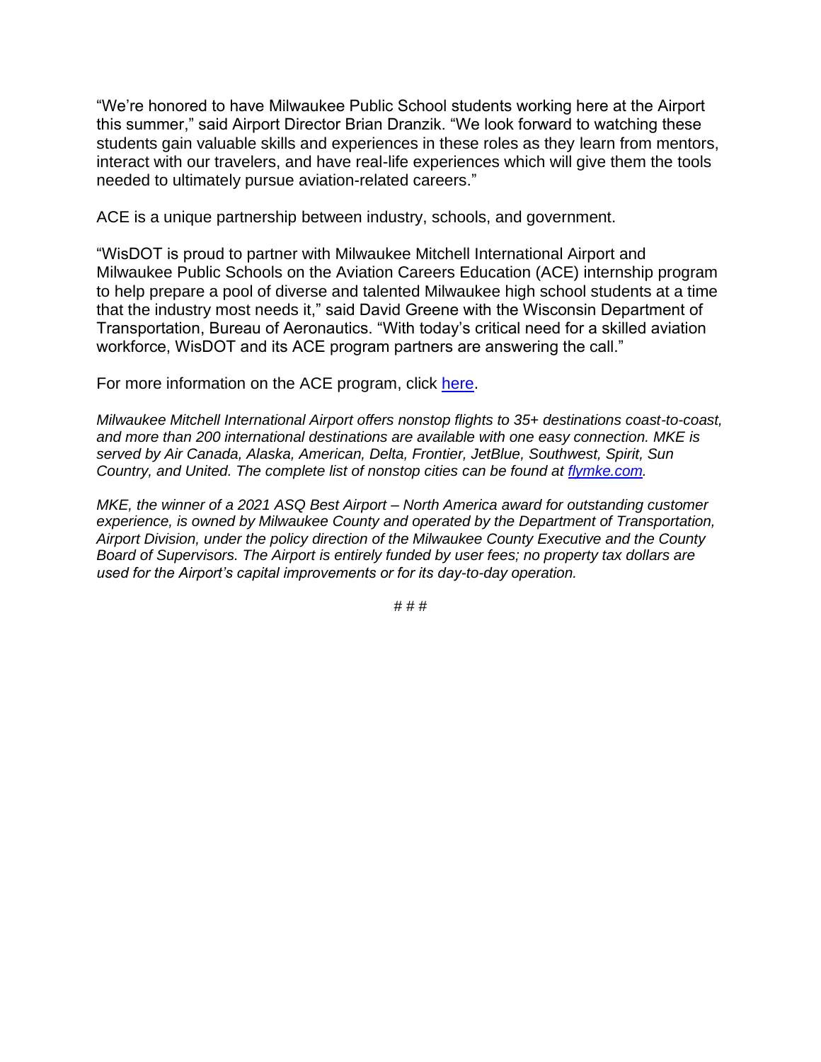"We're honored to have Milwaukee Public School students working here at the Airport this summer," said Airport Director Brian Dranzik. "We look forward to watching these students gain valuable skills and experiences in these roles as they learn from mentors, interact with our travelers, and have real-life experiences which will give them the tools needed to ultimately pursue aviation-related careers."

ACE is a unique partnership between industry, schools, and government.

"WisDOT is proud to partner with Milwaukee Mitchell International Airport and Milwaukee Public Schools on the Aviation Careers Education (ACE) internship program to help prepare a pool of diverse and talented Milwaukee high school students at a time that the industry most needs it," said David Greene with the Wisconsin Department of Transportation, Bureau of Aeronautics. "With today's critical need for a skilled aviation workforce, WisDOT and its ACE program partners are answering the call."

For more information on the ACE program, click here.

*Milwaukee Mitchell International Airport offers nonstop flights to 35+ destinations coast-to-coast, and more than 200 international destinations are available with one easy connection. MKE is served by Air Canada, Alaska, American, Delta, Frontier, JetBlue, Southwest, Spirit, Sun Country, and United. The complete list of nonstop cities can be found at flymke.com.*

*MKE, the winner of a 2021 ASQ Best Airport – North America award for outstanding customer experience, is owned by Milwaukee County and operated by the Department of Transportation, Airport Division, under the policy direction of the Milwaukee County Executive and the County Board of Supervisors. The Airport is entirely funded by user fees; no property tax dollars are used for the Airport's capital improvements or for its day-to-day operation.*

# # #